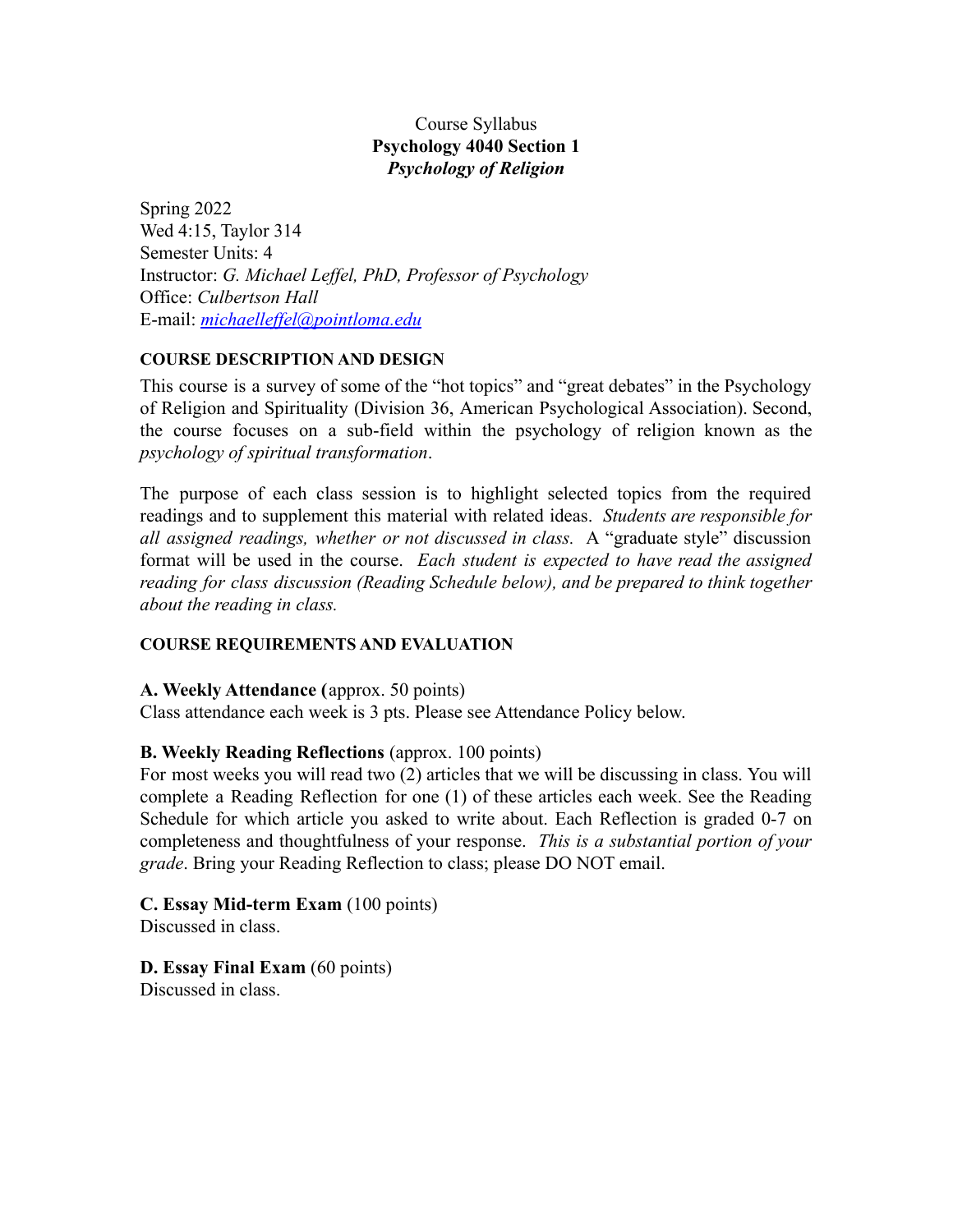Course Syllabus

**Psychology 4040 Section 1**

***Psychology of Religion***

Spring 2022
Wed 4:15, Taylor 314
Semester Units: 4
Instructor: *G. Michael Leffel, PhD, Professor of Psychology*
Office: *Culbertson Hall*
E-mail: *michaelleffel@pointloma.edu*

## COURSE DESCRIPTION AND DESIGN

This course is a survey of some of the "hot topics" and "great debates" in the Psychology of Religion and Spirituality (Division 36, American Psychological Association). Second, the course focuses on a sub-field within the psychology of religion known as the *psychology of spiritual transformation*.

The purpose of each class session is to highlight selected topics from the required readings and to supplement this material with related ideas. *Students are responsible for all assigned readings, whether or not discussed in class.* A "graduate style" discussion format will be used in the course. *Each student is expected to have read the assigned reading for class discussion (Reading Schedule below), and be prepared to think together about the reading in class.*

## COURSE REQUIREMENTS AND EVALUATION

**A. Weekly Attendance (**approx. 50 points)
Class attendance each week is 3 pts. Please see Attendance Policy below.

**B. Weekly Reading Reflections** (approx. 100 points)
For most weeks you will read two (2) articles that we will be discussing in class. You will complete a Reading Reflection for one (1) of these articles each week. See the Reading Schedule for which article you asked to write about. Each Reflection is graded 0-7 on completeness and thoughtfulness of your response. *This is a substantial portion of your grade*. Bring your Reading Reflection to class; please DO NOT email.

**C. Essay Mid-term Exam** (100 points)
Discussed in class.

**D. Essay Final Exam** (60 points)
Discussed in class.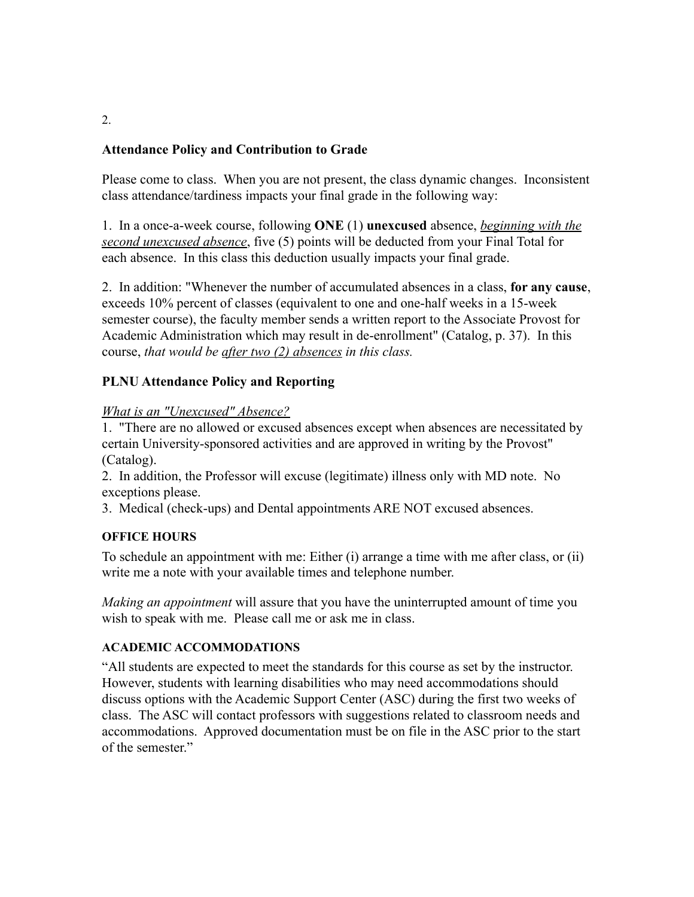2.

## Attendance Policy and Contribution to Grade

Please come to class. When you are not present, the class dynamic changes. Inconsistent class attendance/tardiness impacts your final grade in the following way:

1. In a once-a-week course, following **ONE** (1) **unexcused** absence, *<u>beginning with the second unexcused absence</u>*, five (5) points will be deducted from your Final Total for each absence. In this class this deduction usually impacts your final grade.

2. In addition: "Whenever the number of accumulated absences in a class, **for any cause**, exceeds 10% percent of classes (equivalent to one and one-half weeks in a 15-week semester course), the faculty member sends a written report to the Associate Provost for Academic Administration which may result in de-enrollment" (Catalog, p. 37). In this course, *that would be <u>after two (2) absences</u> in this class.*

## PLNU Attendance Policy and Reporting

*<u>What is an "Unexcused" Absence?</u>*

1. "There are no allowed or excused absences except when absences are necessitated by certain University-sponsored activities and are approved in writing by the Provost" (Catalog).
2. In addition, the Professor will excuse (legitimate) illness only with MD note. No exceptions please.
3. Medical (check-ups) and Dental appointments ARE NOT excused absences.

### OFFICE HOURS

To schedule an appointment with me: Either (i) arrange a time with me after class, or (ii) write me a note with your available times and telephone number.

*Making an appointment* will assure that you have the uninterrupted amount of time you wish to speak with me. Please call me or ask me in class.

### ACADEMIC ACCOMMODATIONS

"All students are expected to meet the standards for this course as set by the instructor. However, students with learning disabilities who may need accommodations should discuss options with the Academic Support Center (ASC) during the first two weeks of class. The ASC will contact professors with suggestions related to classroom needs and accommodations. Approved documentation must be on file in the ASC prior to the start of the semester."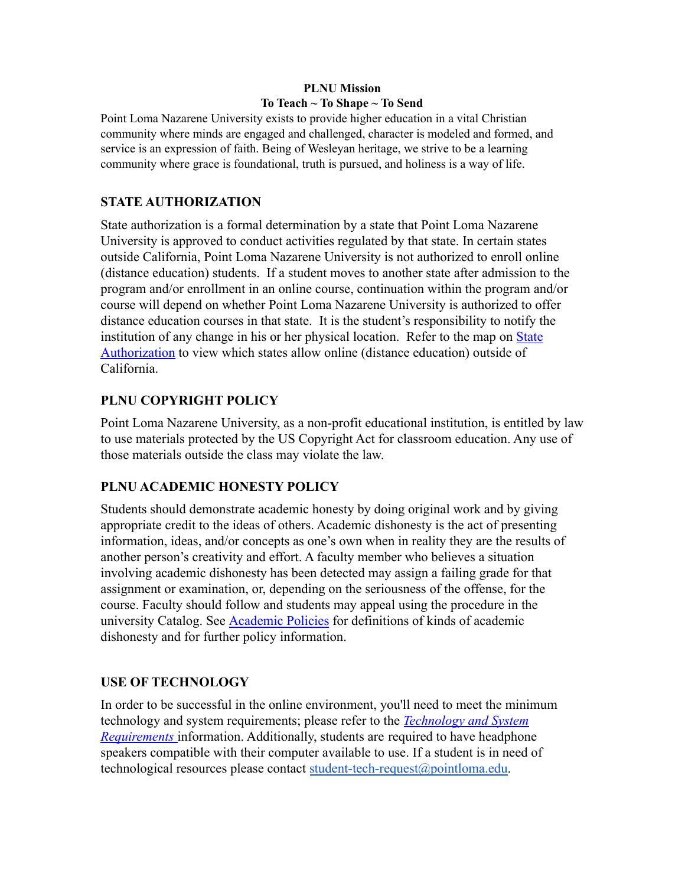**PLNU Mission**
**To Teach ~ To Shape ~ To Send**

Point Loma Nazarene University exists to provide higher education in a vital Christian community where minds are engaged and challenged, character is modeled and formed, and service is an expression of faith. Being of Wesleyan heritage, we strive to be a learning community where grace is foundational, truth is pursued, and holiness is a way of life.

## STATE AUTHORIZATION

State authorization is a formal determination by a state that Point Loma Nazarene University is approved to conduct activities regulated by that state. In certain states outside California, Point Loma Nazarene University is not authorized to enroll online (distance education) students. If a student moves to another state after admission to the program and/or enrollment in an online course, continuation within the program and/or course will depend on whether Point Loma Nazarene University is authorized to offer distance education courses in that state. It is the student's responsibility to notify the institution of any change in his or her physical location. Refer to the map on State Authorization to view which states allow online (distance education) outside of California.

## PLNU COPYRIGHT POLICY

Point Loma Nazarene University, as a non-profit educational institution, is entitled by law to use materials protected by the US Copyright Act for classroom education. Any use of those materials outside the class may violate the law.

## PLNU ACADEMIC HONESTY POLICY

Students should demonstrate academic honesty by doing original work and by giving appropriate credit to the ideas of others. Academic dishonesty is the act of presenting information, ideas, and/or concepts as one's own when in reality they are the results of another person's creativity and effort. A faculty member who believes a situation involving academic dishonesty has been detected may assign a failing grade for that assignment or examination, or, depending on the seriousness of the offense, for the course. Faculty should follow and students may appeal using the procedure in the university Catalog. See Academic Policies for definitions of kinds of academic dishonesty and for further policy information.

## USE OF TECHNOLOGY

In order to be successful in the online environment, you'll need to meet the minimum technology and system requirements; please refer to the *Technology and System Requirements* information. Additionally, students are required to have headphone speakers compatible with their computer available to use. If a student is in need of technological resources please contact student-tech-request@pointloma.edu.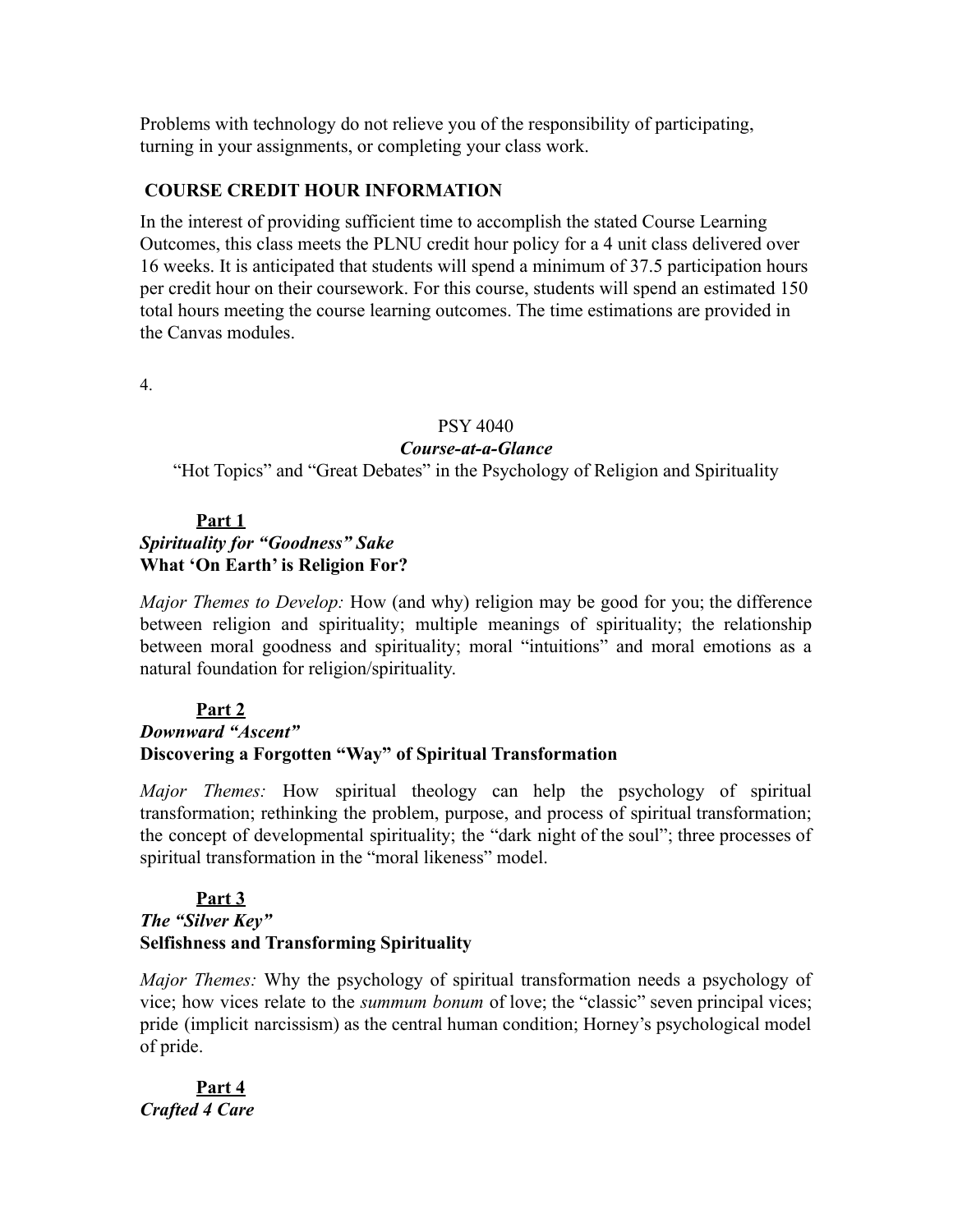Problems with technology do not relieve you of the responsibility of participating, turning in your assignments, or completing your class work.

## COURSE CREDIT HOUR INFORMATION

In the interest of providing sufficient time to accomplish the stated Course Learning Outcomes, this class meets the PLNU credit hour policy for a 4 unit class delivered over 16 weeks. It is anticipated that students will spend a minimum of 37.5 participation hours per credit hour on their coursework. For this course, students will spend an estimated 150 total hours meeting the course learning outcomes. The time estimations are provided in the Canvas modules.

4.

PSY 4040

***Course-at-a-Glance***

"Hot Topics" and "Great Debates" in the Psychology of Religion and Spirituality

**Part 1**

***Spirituality for "Goodness" Sake***

**What 'On Earth' is Religion For?**

*Major Themes to Develop:* How (and why) religion may be good for you; the difference between religion and spirituality; multiple meanings of spirituality; the relationship between moral goodness and spirituality; moral "intuitions" and moral emotions as a natural foundation for religion/spirituality.

**Part 2**

***Downward "Ascent"***

**Discovering a Forgotten "Way" of Spiritual Transformation**

*Major Themes:* How spiritual theology can help the psychology of spiritual transformation; rethinking the problem, purpose, and process of spiritual transformation; the concept of developmental spirituality; the "dark night of the soul"; three processes of spiritual transformation in the "moral likeness" model.

**Part 3**

***The "Silver Key"***

**Selfishness and Transforming Spirituality**

*Major Themes:* Why the psychology of spiritual transformation needs a psychology of vice; how vices relate to the *summum bonum* of love; the "classic" seven principal vices; pride (implicit narcissism) as the central human condition; Horney's psychological model of pride.

**Part 4**

***Crafted 4 Care***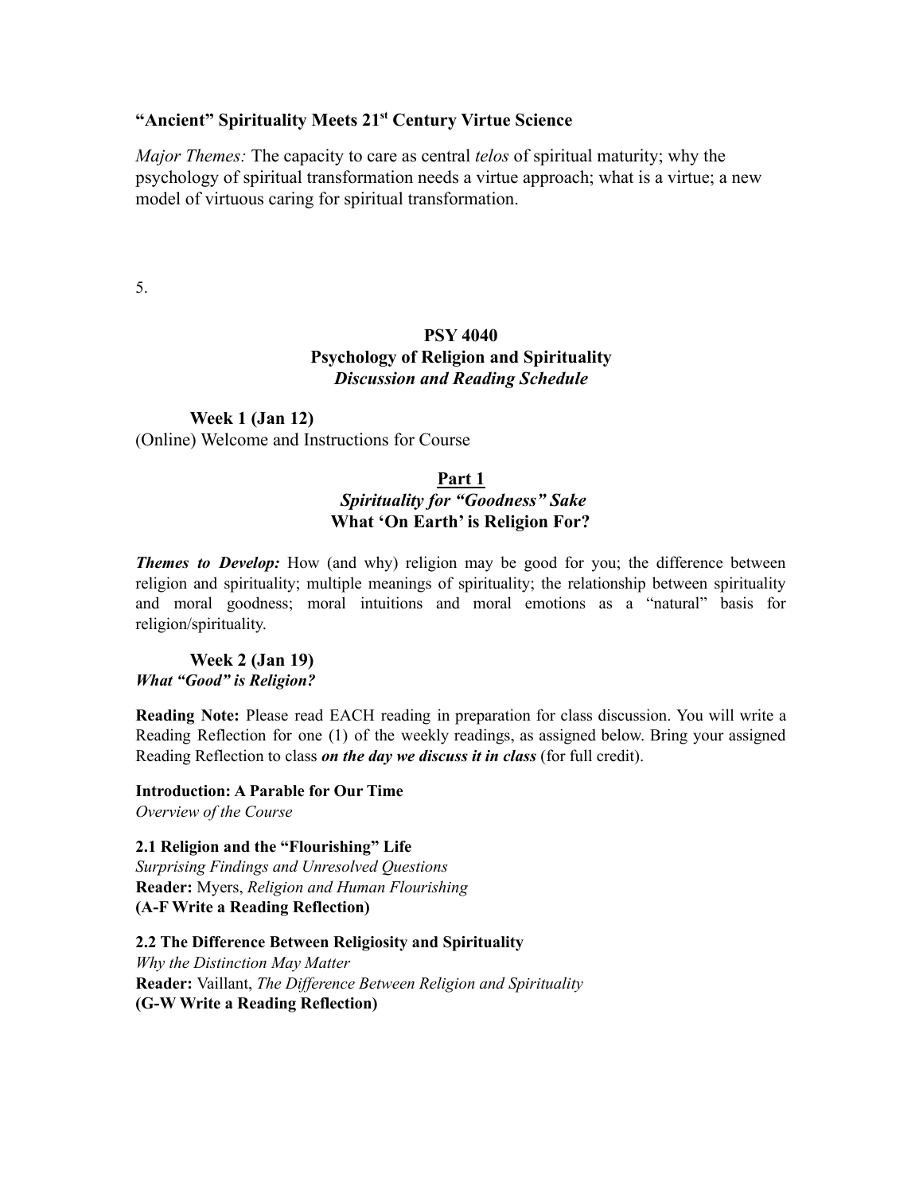**"Ancient" Spirituality Meets 21st Century Virtue Science**

*Major Themes:* The capacity to care as central *telos* of spiritual maturity; why the psychology of spiritual transformation needs a virtue approach; what is a virtue; a new model of virtuous caring for spiritual transformation.

5.

## PSY 4040
## Psychology of Religion and Spirituality
### *Discussion and Reading Schedule*

**Week 1 (Jan 12)**
(Online) Welcome and Instructions for Course

## Part 1
### *Spirituality for "Goodness" Sake*
### What 'On Earth' is Religion For?

***Themes to Develop:*** How (and why) religion may be good for you; the difference between religion and spirituality; multiple meanings of spirituality; the relationship between spirituality and moral goodness; moral intuitions and moral emotions as a "natural" basis for religion/spirituality.

**Week 2 (Jan 19)**
***What "Good" is Religion?***

**Reading Note:** Please read EACH reading in preparation for class discussion. You will write a Reading Reflection for one (1) of the weekly readings, as assigned below. Bring your assigned Reading Reflection to class ***on the day we discuss it in class*** (for full credit).

**Introduction: A Parable for Our Time**
*Overview of the Course*

**2.1 Religion and the "Flourishing" Life**
*Surprising Findings and Unresolved Questions*
**Reader:** Myers, *Religion and Human Flourishing*
**(A-F Write a Reading Reflection)**

**2.2 The Difference Between Religiosity and Spirituality**
*Why the Distinction May Matter*
**Reader:** Vaillant, *The Difference Between Religion and Spirituality*
**(G-W Write a Reading Reflection)**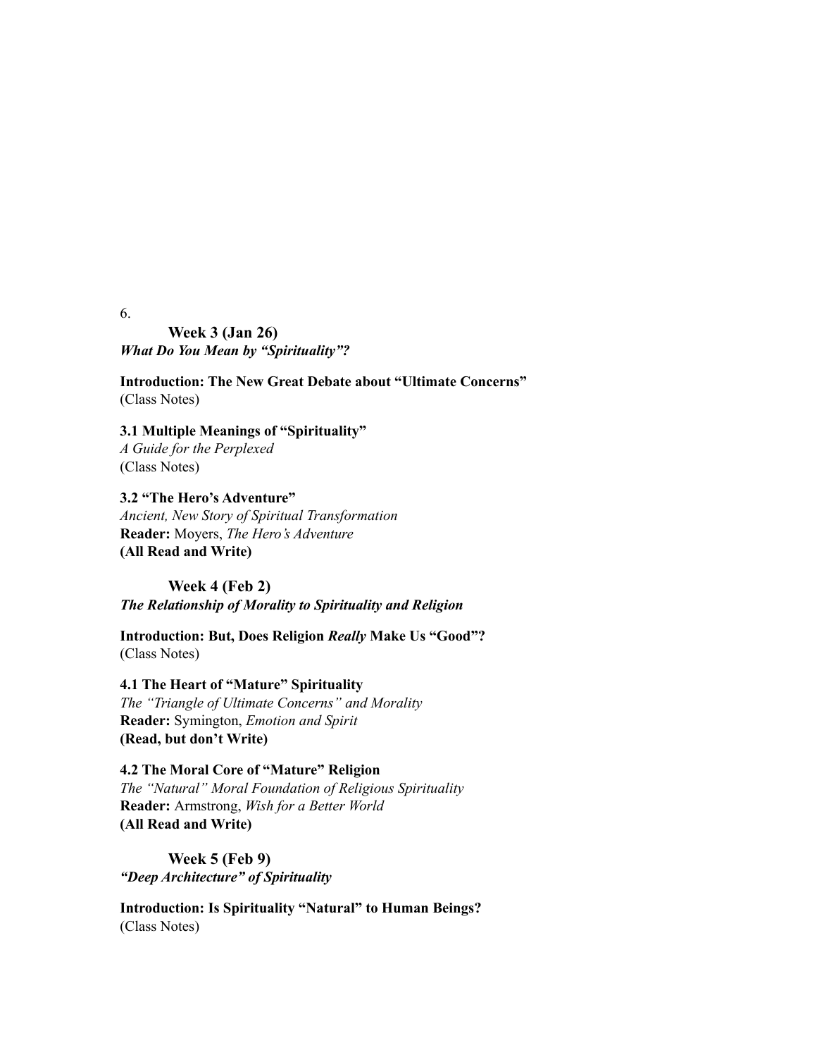### Week 3 (Jan 26)
***What Do You Mean by "Spirituality"?***

**Introduction: The New Great Debate about "Ultimate Concerns"**
(Class Notes)

**3.1 Multiple Meanings of "Spirituality"**
*A Guide for the Perplexed*
(Class Notes)

**3.2 "The Hero's Adventure"**
*Ancient, New Story of Spiritual Transformation*
**Reader:** Moyers, *The Hero's Adventure*
**(All Read and Write)**

### Week 4 (Feb 2)
***The Relationship of Morality to Spirituality and Religion***

**Introduction: But, Does Religion *Really* Make Us "Good"?**
(Class Notes)

**4.1 The Heart of "Mature" Spirituality**
*The "Triangle of Ultimate Concerns" and Morality*
**Reader:** Symington, *Emotion and Spirit*
**(Read, but don't Write)**

**4.2 The Moral Core of "Mature" Religion**
*The "Natural" Moral Foundation of Religious Spirituality*
**Reader:** Armstrong, *Wish for a Better World*
**(All Read and Write)**

### Week 5 (Feb 9)
***"Deep Architecture" of Spirituality***

**Introduction: Is Spirituality "Natural" to Human Beings?**
(Class Notes)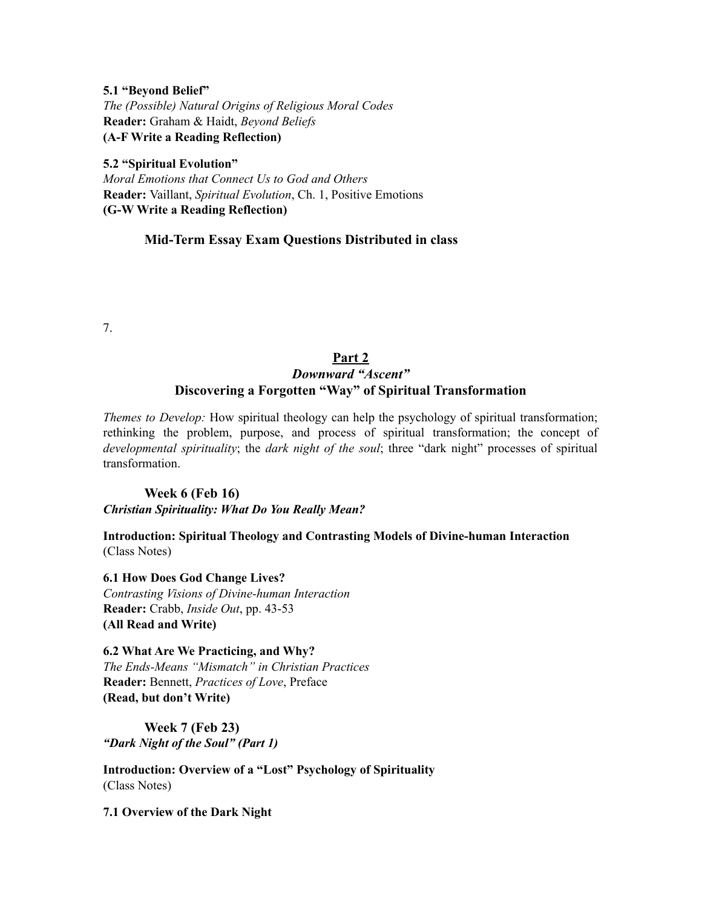**5.1 "Beyond Belief"**
*The (Possible) Natural Origins of Religious Moral Codes*
**Reader:** Graham & Haidt, *Beyond Beliefs*
**(A-F Write a Reading Reflection)**

**5.2 "Spiritual Evolution"**
*Moral Emotions that Connect Us to God and Others*
**Reader:** Vaillant, *Spiritual Evolution*, Ch. 1, Positive Emotions
**(G-W Write a Reading Reflection)**

**Mid-Term Essay Exam Questions Distributed in class**

## Part 2
### *Downward "Ascent"*
### Discovering a Forgotten "Way" of Spiritual Transformation

*Themes to Develop:* How spiritual theology can help the psychology of spiritual transformation; rethinking the problem, purpose, and process of spiritual transformation; the concept of *developmental spirituality*; the *dark night of the soul*; three "dark night" processes of spiritual transformation.

**Week 6 (Feb 16)**
***Christian Spirituality: What Do You Really Mean?***

**Introduction: Spiritual Theology and Contrasting Models of Divine-human Interaction**
(Class Notes)

**6.1 How Does God Change Lives?**
*Contrasting Visions of Divine-human Interaction*
**Reader:** Crabb, *Inside Out*, pp. 43-53
**(All Read and Write)**

**6.2 What Are We Practicing, and Why?**
*The Ends-Means "Mismatch" in Christian Practices*
**Reader:** Bennett, *Practices of Love*, Preface
**(Read, but don't Write)**

**Week 7 (Feb 23)**
***"Dark Night of the Soul" (Part 1)***

**Introduction: Overview of a "Lost" Psychology of Spirituality**
(Class Notes)

**7.1 Overview of the Dark Night**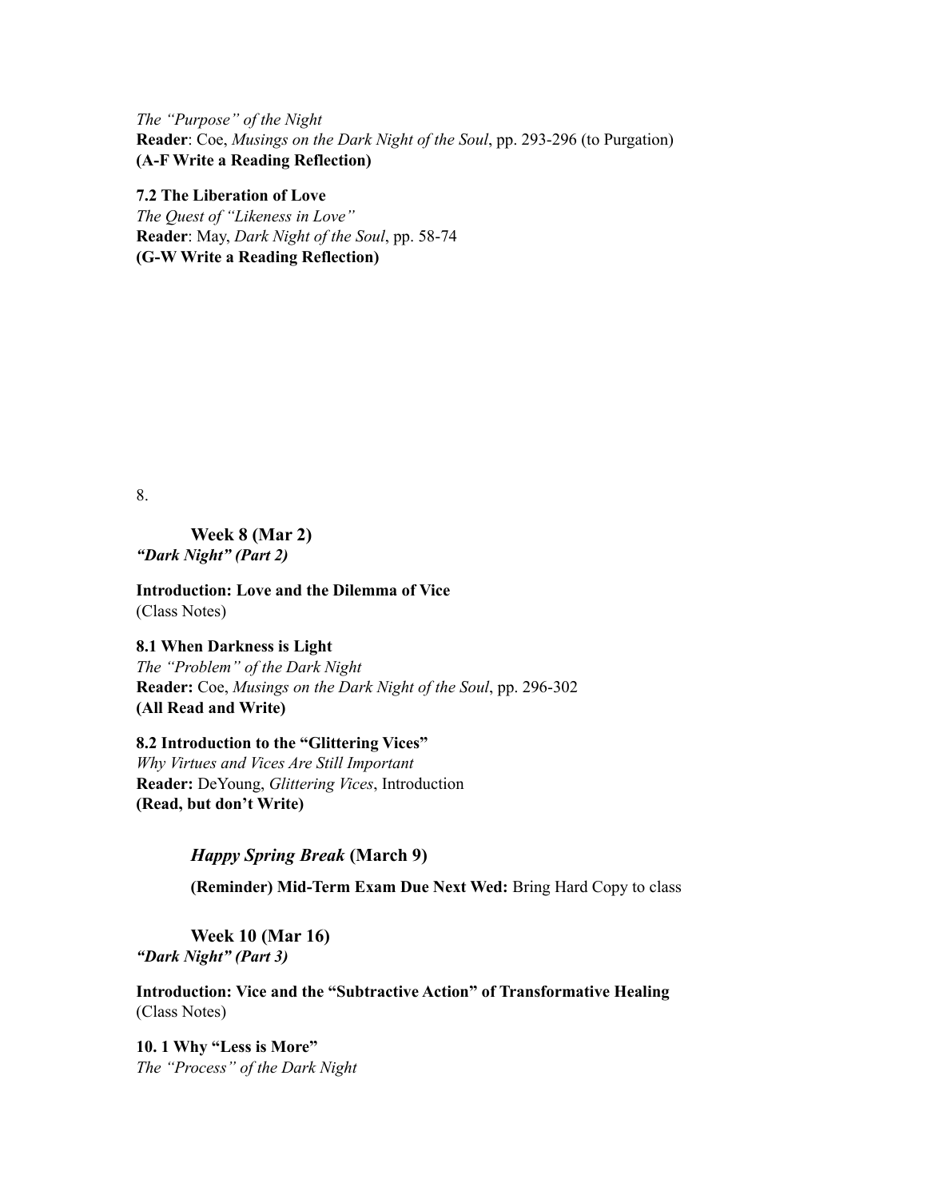*The "Purpose" of the Night*
**Reader**: Coe, *Musings on the Dark Night of the Soul*, pp. 293-296 (to Purgation)
**(A-F Write a Reading Reflection)**

**7.2 The Liberation of Love**
*The Quest of "Likeness in Love"*
**Reader**: May, *Dark Night of the Soul*, pp. 58-74
**(G-W Write a Reading Reflection)**

### Week 8 (Mar 2)
***"Dark Night" (Part 2)***

**Introduction: Love and the Dilemma of Vice**
(Class Notes)

**8.1 When Darkness is Light**
*The "Problem" of the Dark Night*
**Reader:** Coe, *Musings on the Dark Night of the Soul*, pp. 296-302
**(All Read and Write)**

**8.2 Introduction to the "Glittering Vices"**
*Why Virtues and Vices Are Still Important*
**Reader:** DeYoung, *Glittering Vices*, Introduction
**(Read, but don't Write)**

***Happy Spring Break* (March 9)**

**(Reminder) Mid-Term Exam Due Next Wed:** Bring Hard Copy to class

### Week 10 (Mar 16)
***"Dark Night" (Part 3)***

**Introduction: Vice and the "Subtractive Action" of Transformative Healing**
(Class Notes)

**10. 1 Why "Less is More"**
*The "Process" of the Dark Night*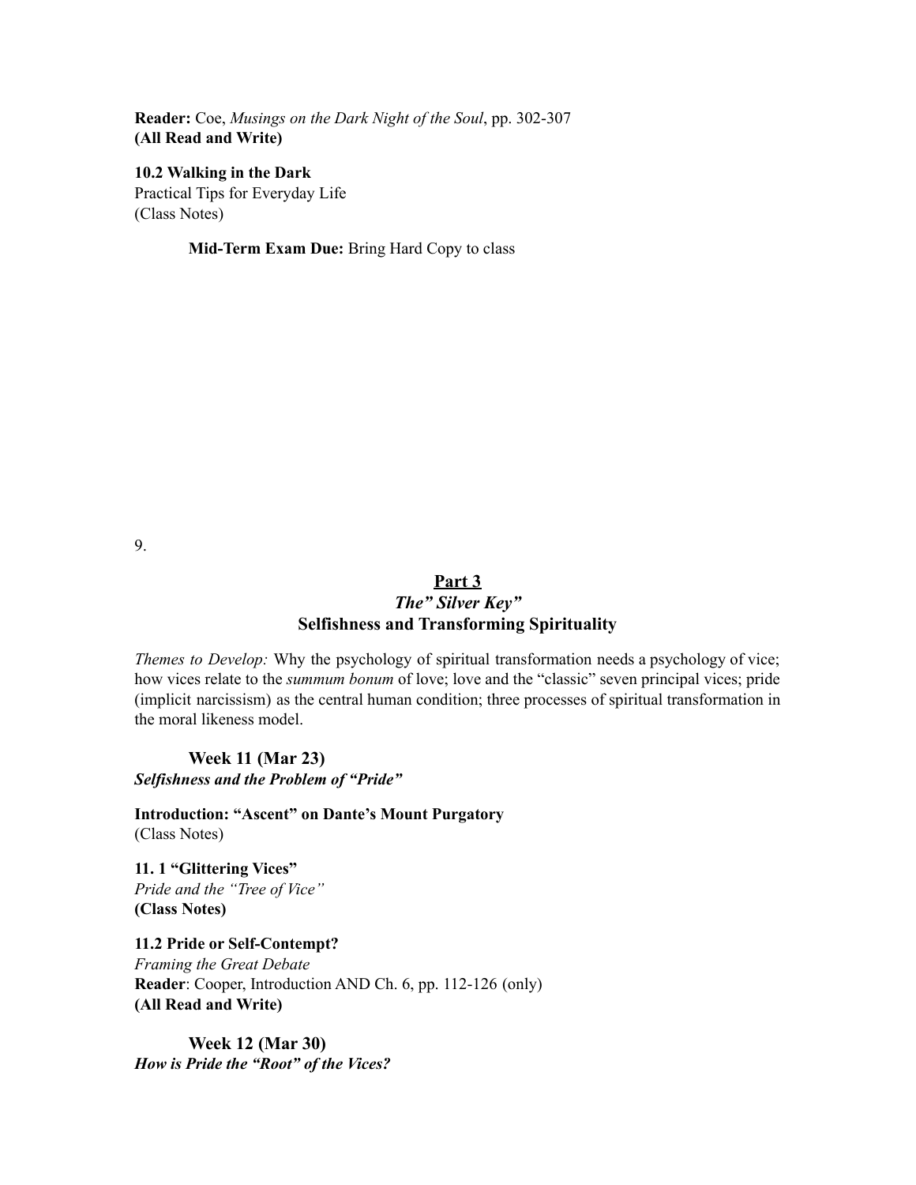**Reader:** Coe, *Musings on the Dark Night of the Soul*, pp. 302-307
**(All Read and Write)**

**10.2 Walking in the Dark**
Practical Tips for Everyday Life
(Class Notes)

**Mid-Term Exam Due:** Bring Hard Copy to class

## Part 3
### *The" Silver Key"*
### Selfishness and Transforming Spirituality

*Themes to Develop:* Why the psychology of spiritual transformation needs a psychology of vice; how vices relate to the *summum bonum* of love; love and the "classic" seven principal vices; pride (implicit narcissism) as the central human condition; three processes of spiritual transformation in the moral likeness model.

**Week 11 (Mar 23)**
***Selfishness and the Problem of "Pride"***

**Introduction: "Ascent" on Dante's Mount Purgatory**
(Class Notes)

**11. 1 "Glittering Vices"**
*Pride and the "Tree of Vice"*
**(Class Notes)**

**11.2 Pride or Self-Contempt?**
*Framing the Great Debate*
**Reader**: Cooper, Introduction AND Ch. 6, pp. 112-126 (only)
**(All Read and Write)**

**Week 12 (Mar 30)**
***How is Pride the "Root" of the Vices?***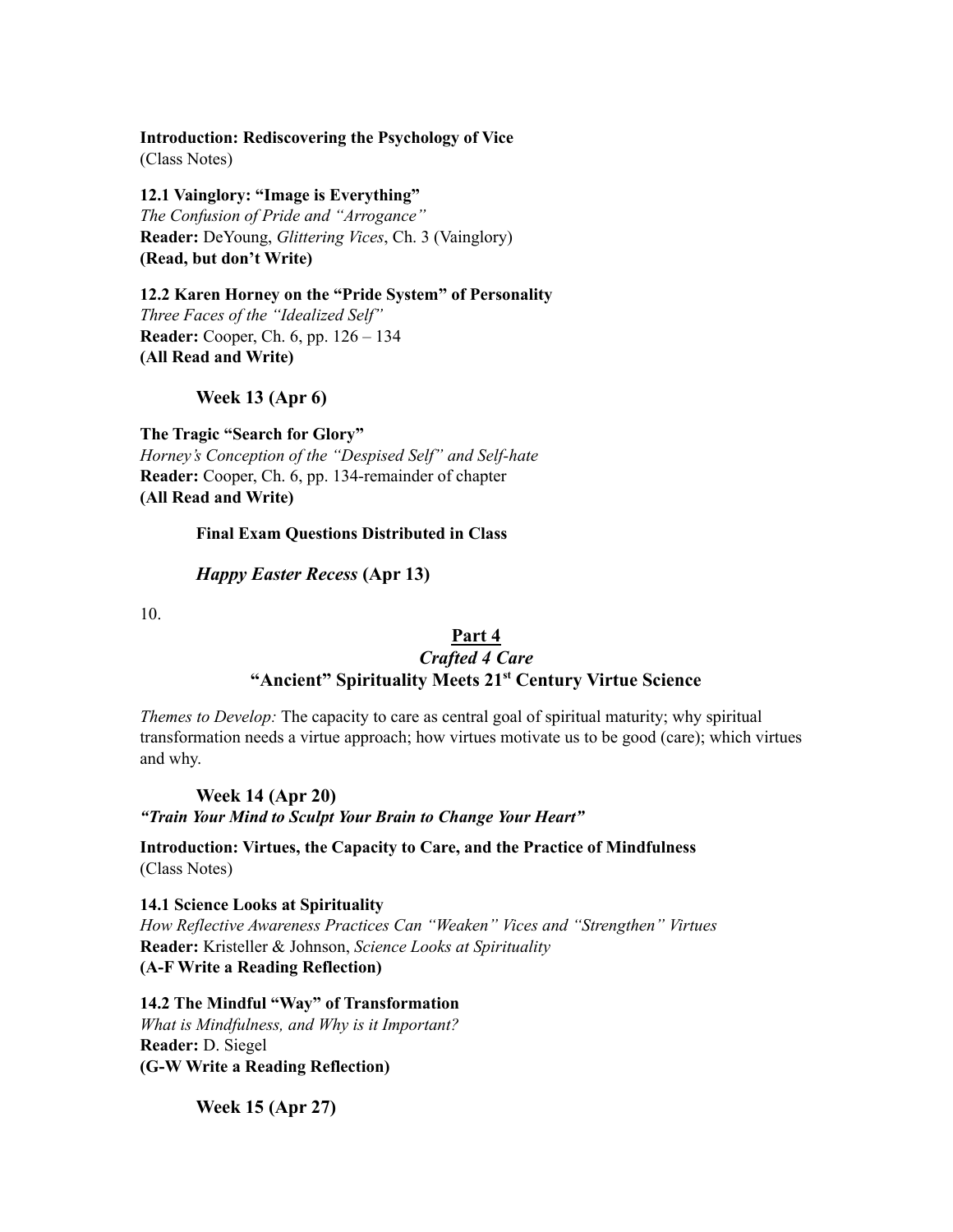**Introduction: Rediscovering the Psychology of Vice**
(Class Notes)

**12.1 Vainglory: "Image is Everything"**
*The Confusion of Pride and "Arrogance"*
**Reader:** DeYoung, *Glittering Vices*, Ch. 3 (Vainglory)
**(Read, but don't Write)**

**12.2 Karen Horney on the "Pride System" of Personality**
*Three Faces of the "Idealized Self"*
**Reader:** Cooper, Ch. 6, pp. 126 – 134
**(All Read and Write)**

### Week 13 (Apr 6)

**The Tragic "Search for Glory"**
*Horney's Conception of the "Despised Self" and Self-hate*
**Reader:** Cooper, Ch. 6, pp. 134-remainder of chapter
**(All Read and Write)**

**Final Exam Questions Distributed in Class**

***Happy Easter Recess* (Apr 13)**

## Part 4
## *Crafted 4 Care*
## "Ancient" Spirituality Meets 21st Century Virtue Science

*Themes to Develop:* The capacity to care as central goal of spiritual maturity; why spiritual transformation needs a virtue approach; how virtues motivate us to be good (care); which virtues and why.

### Week 14 (Apr 20)
***"Train Your Mind to Sculpt Your Brain to Change Your Heart"***

**Introduction: Virtues, the Capacity to Care, and the Practice of Mindfulness**
(Class Notes)

**14.1 Science Looks at Spirituality**
*How Reflective Awareness Practices Can "Weaken" Vices and "Strengthen" Virtues*
**Reader:** Kristeller & Johnson, *Science Looks at Spirituality*
**(A-F Write a Reading Reflection)**

**14.2 The Mindful "Way" of Transformation**
*What is Mindfulness, and Why is it Important?*
**Reader:** D. Siegel
**(G-W Write a Reading Reflection)**

### Week 15 (Apr 27)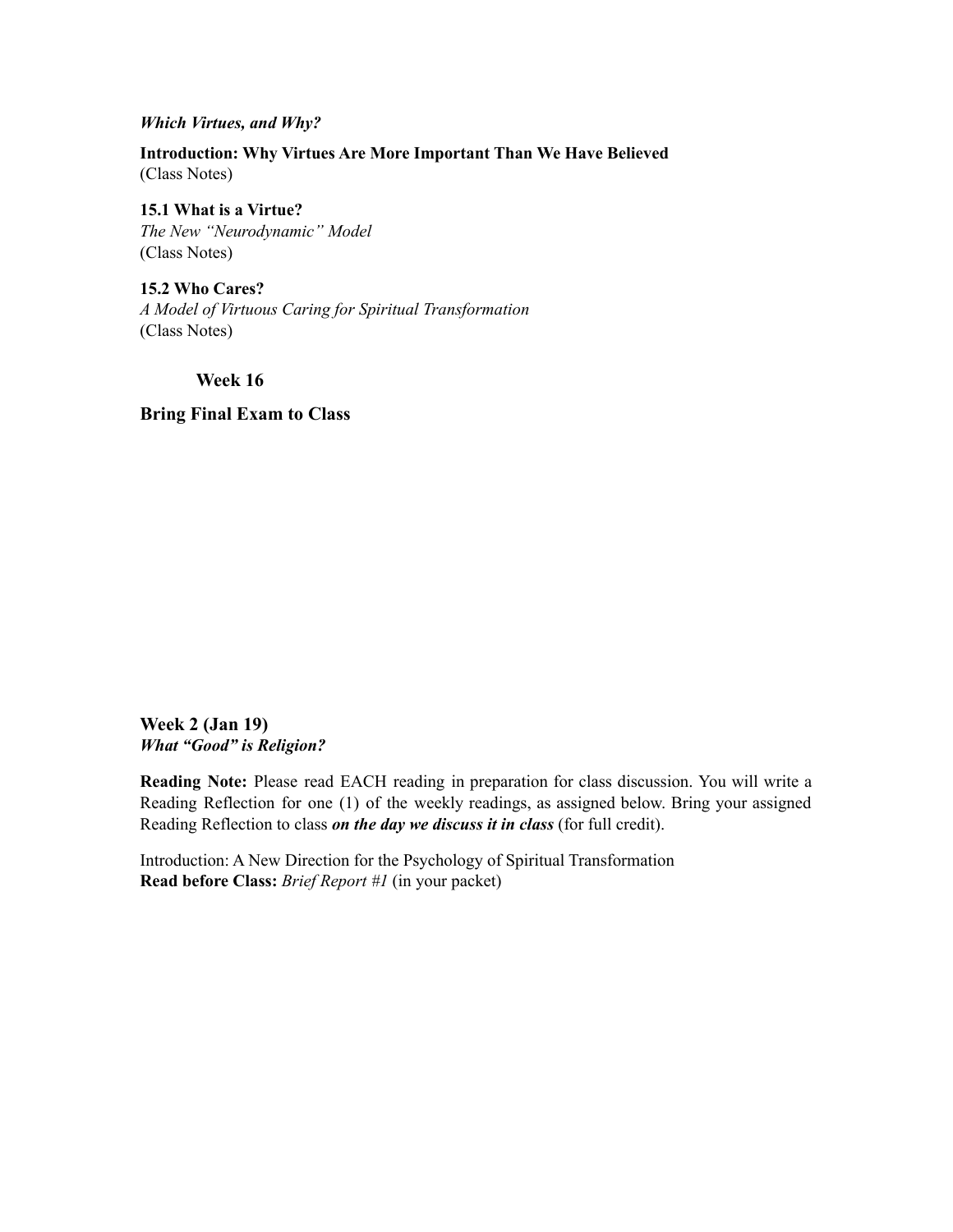***Which Virtues, and Why?***

**Introduction: Why Virtues Are More Important Than We Have Believed**
(Class Notes)

**15.1 What is a Virtue?**
*The New "Neurodynamic" Model*
(Class Notes)

**15.2 Who Cares?**
*A Model of Virtuous Caring for Spiritual Transformation*
(Class Notes)

**Week 16**

**Bring Final Exam to Class**

**Week 2 (Jan 19)**
***What "Good" is Religion?***

**Reading Note:** Please read EACH reading in preparation for class discussion. You will write a Reading Reflection for one (1) of the weekly readings, as assigned below. Bring your assigned Reading Reflection to class ***on the day we discuss it in class*** (for full credit).

Introduction: A New Direction for the Psychology of Spiritual Transformation
**Read before Class:** *Brief Report #1* (in your packet)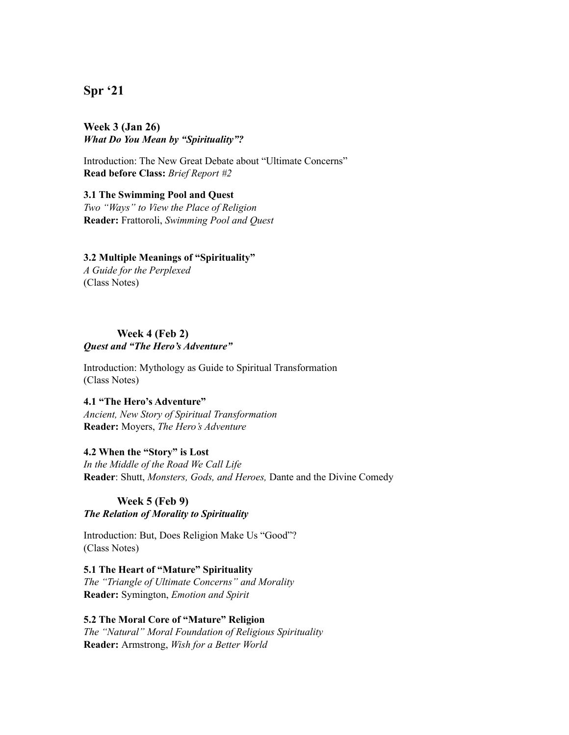## Spr '21

### Week 3 (Jan 26)
***What Do You Mean by "Spirituality"?***

Introduction: The New Great Debate about "Ultimate Concerns"
**Read before Class:** *Brief Report #2*

**3.1 The Swimming Pool and Quest**
*Two "Ways" to View the Place of Religion*
**Reader:** Frattoroli, *Swimming Pool and Quest*

**3.2 Multiple Meanings of "Spirituality"**
*A Guide for the Perplexed*
(Class Notes)

### Week 4 (Feb 2)
***Quest and "The Hero's Adventure"***

Introduction: Mythology as Guide to Spiritual Transformation
(Class Notes)

**4.1 "The Hero's Adventure"**
*Ancient, New Story of Spiritual Transformation*
**Reader:** Moyers, *The Hero's Adventure*

**4.2 When the "Story" is Lost**
*In the Middle of the Road We Call Life*
**Reader**: Shutt, *Monsters, Gods, and Heroes,* Dante and the Divine Comedy

### Week 5 (Feb 9)
***The Relation of Morality to Spirituality***

Introduction: But, Does Religion Make Us "Good"?
(Class Notes)

**5.1 The Heart of "Mature" Spirituality**
*The "Triangle of Ultimate Concerns" and Morality*
**Reader:** Symington, *Emotion and Spirit*

**5.2 The Moral Core of "Mature" Religion**
*The "Natural" Moral Foundation of Religious Spirituality*
**Reader:** Armstrong, *Wish for a Better World*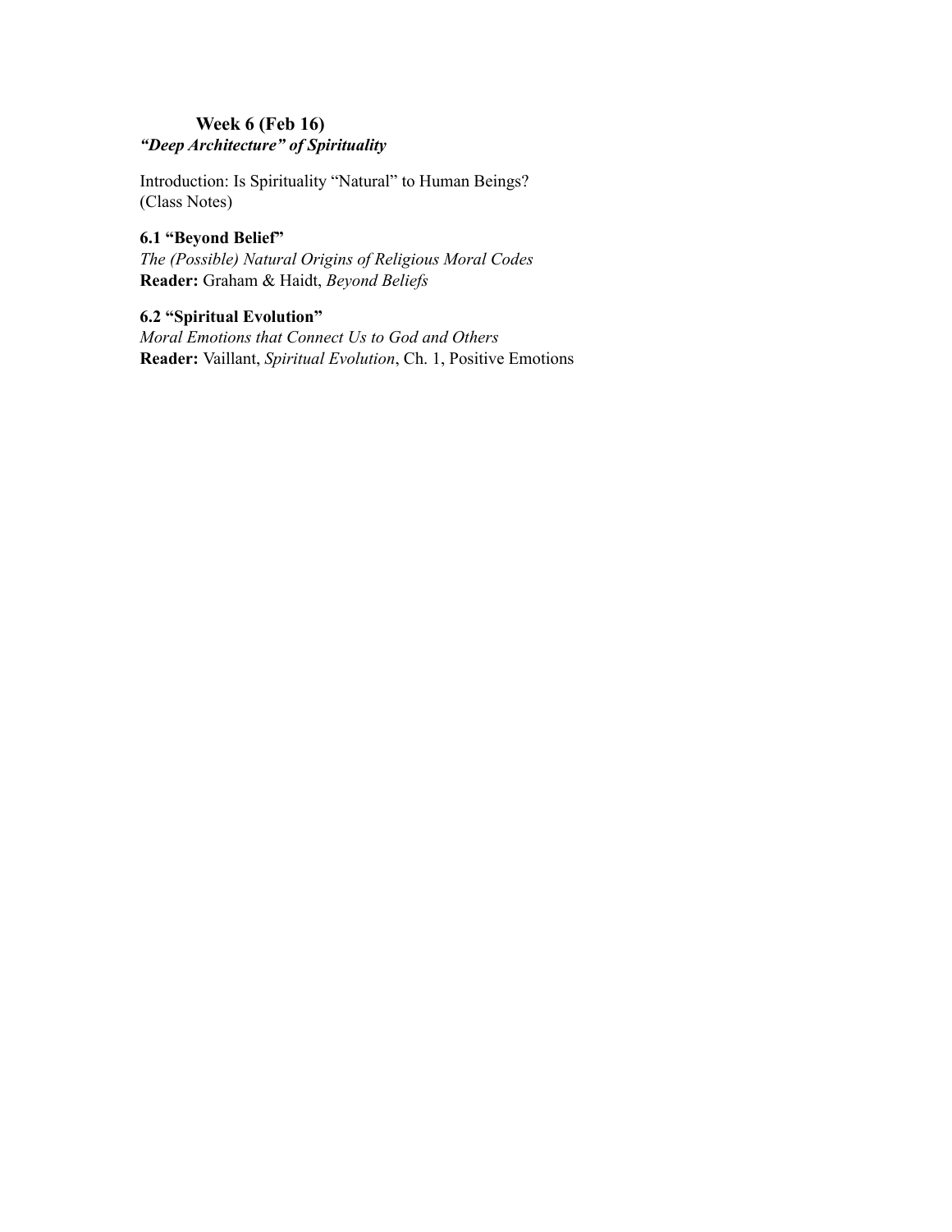## Week 6 (Feb 16)

***"Deep Architecture" of Spirituality***

Introduction: Is Spirituality "Natural" to Human Beings?
(Class Notes)

**6.1 "Beyond Belief"**
*The (Possible) Natural Origins of Religious Moral Codes*
**Reader:** Graham & Haidt, *Beyond Beliefs*

**6.2 "Spiritual Evolution"**
*Moral Emotions that Connect Us to God and Others*
**Reader:** Vaillant, *Spiritual Evolution*, Ch. 1, Positive Emotions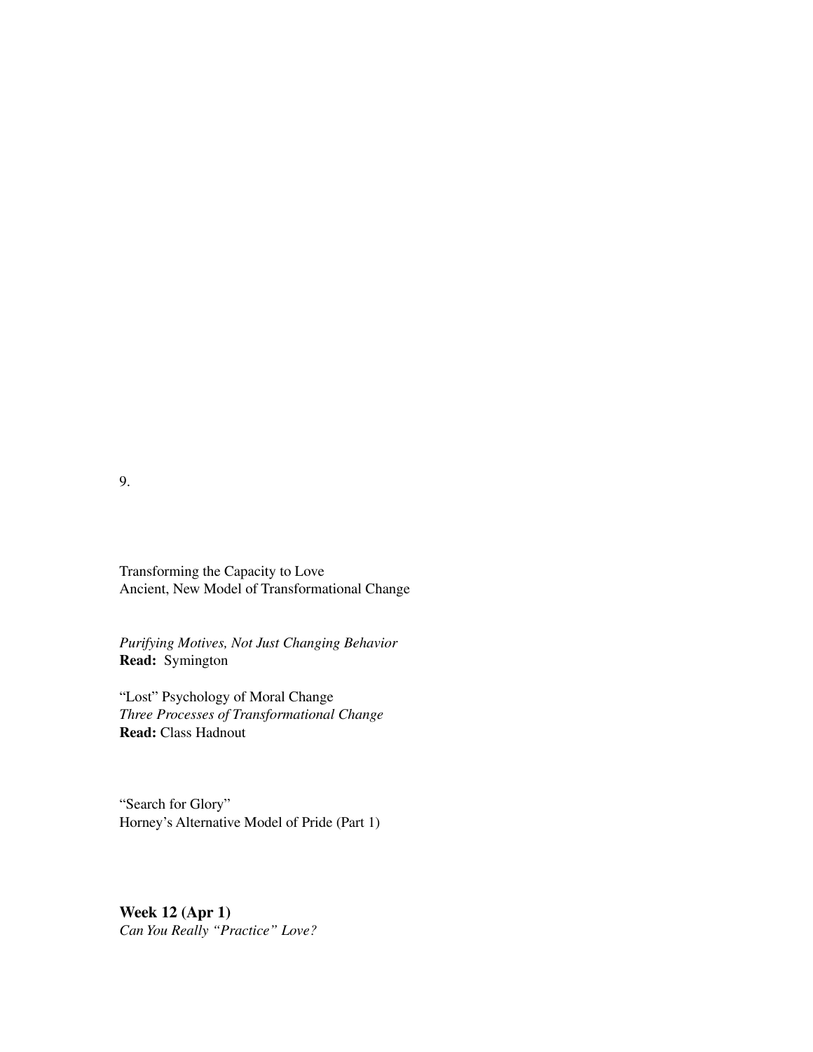9.

Transforming the Capacity to Love
Ancient, New Model of Transformational Change

*Purifying Motives, Not Just Changing Behavior*
**Read:** Symington

"Lost" Psychology of Moral Change
*Three Processes of Transformational Change*
**Read:** Class Hadnout

"Search for Glory"
Horney's Alternative Model of Pride (Part 1)

**Week 12 (Apr 1)**
*Can You Really "Practice" Love?*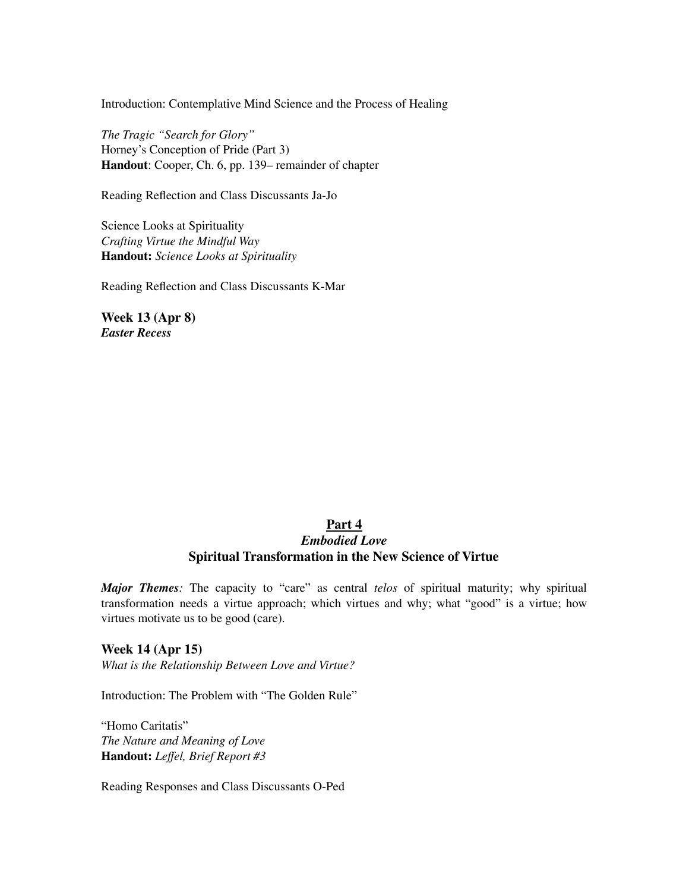Introduction: Contemplative Mind Science and the Process of Healing

*The Tragic "Search for Glory"*
Horney's Conception of Pride (Part 3)
**Handout**: Cooper, Ch. 6, pp. 139– remainder of chapter

Reading Reflection and Class Discussants Ja-Jo

Science Looks at Spirituality
*Crafting Virtue the Mindful Way*
**Handout:** *Science Looks at Spirituality*

Reading Reflection and Class Discussants K-Mar

**Week 13 (Apr 8)**
***Easter Recess***

## Part 4
### *Embodied Love*
### Spiritual Transformation in the New Science of Virtue

***Major Themes:*** The capacity to "care" as central *telos* of spiritual maturity; why spiritual transformation needs a virtue approach; which virtues and why; what "good" is a virtue; how virtues motivate us to be good (care).

**Week 14 (Apr 15)**
*What is the Relationship Between Love and Virtue?*

Introduction: The Problem with "The Golden Rule"

"Homo Caritatis"
*The Nature and Meaning of Love*
**Handout:** *Leffel, Brief Report #3*

Reading Responses and Class Discussants O-Ped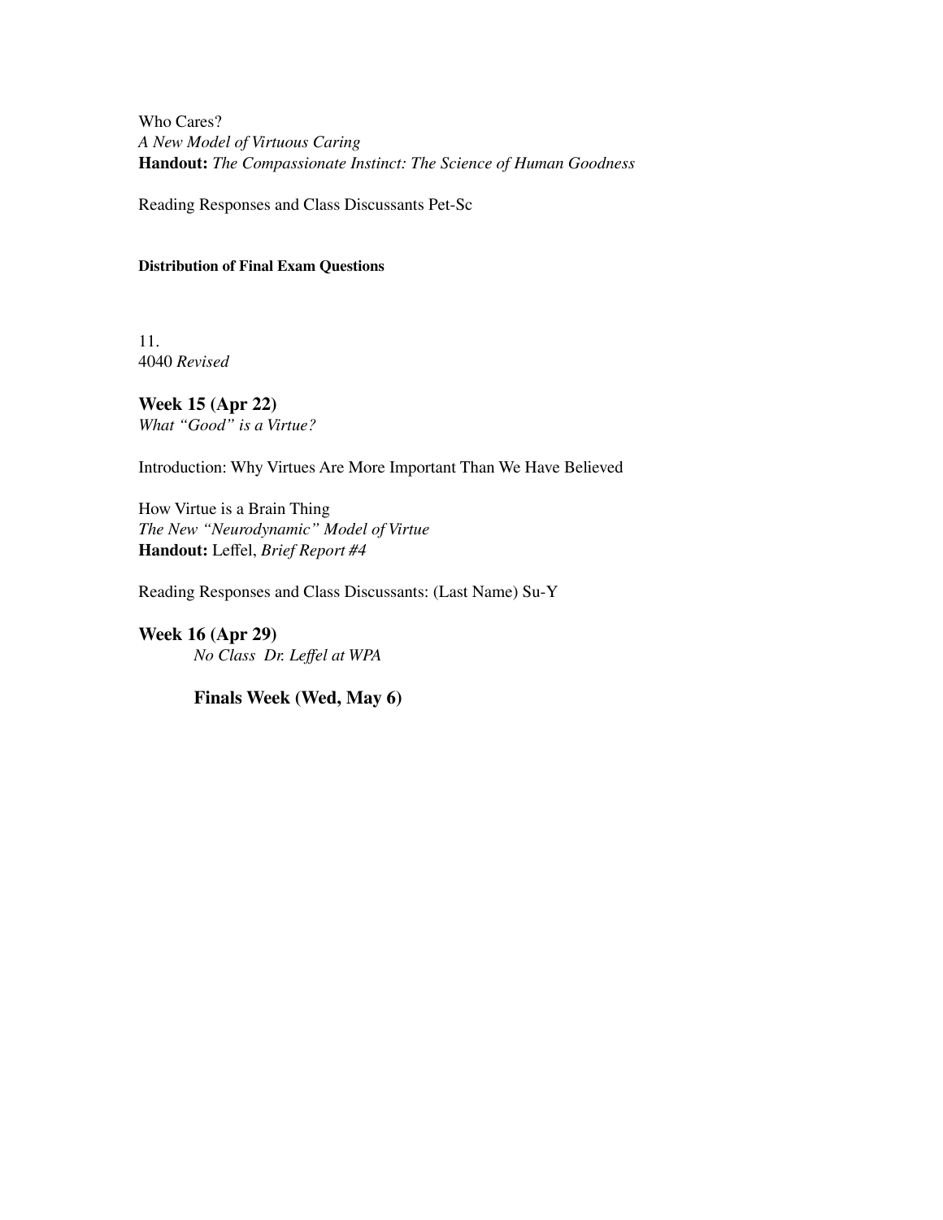Who Cares?
*A New Model of Virtuous Caring*
**Handout:** *The Compassionate Instinct: The Science of Human Goodness*

Reading Responses and Class Discussants Pet-Sc

**Distribution of Final Exam Questions**

### Week 15 (Apr 22)

*What "Good" is a Virtue?*

Introduction: Why Virtues Are More Important Than We Have Believed

How Virtue is a Brain Thing
*The New "Neurodynamic" Model of Virtue*
**Handout:** Leffel, *Brief Report #4*

Reading Responses and Class Discussants: (Last Name) Su-Y

### Week 16 (Apr 29)

*No Class Dr. Leffel at WPA*

### Finals Week (Wed, May 6)